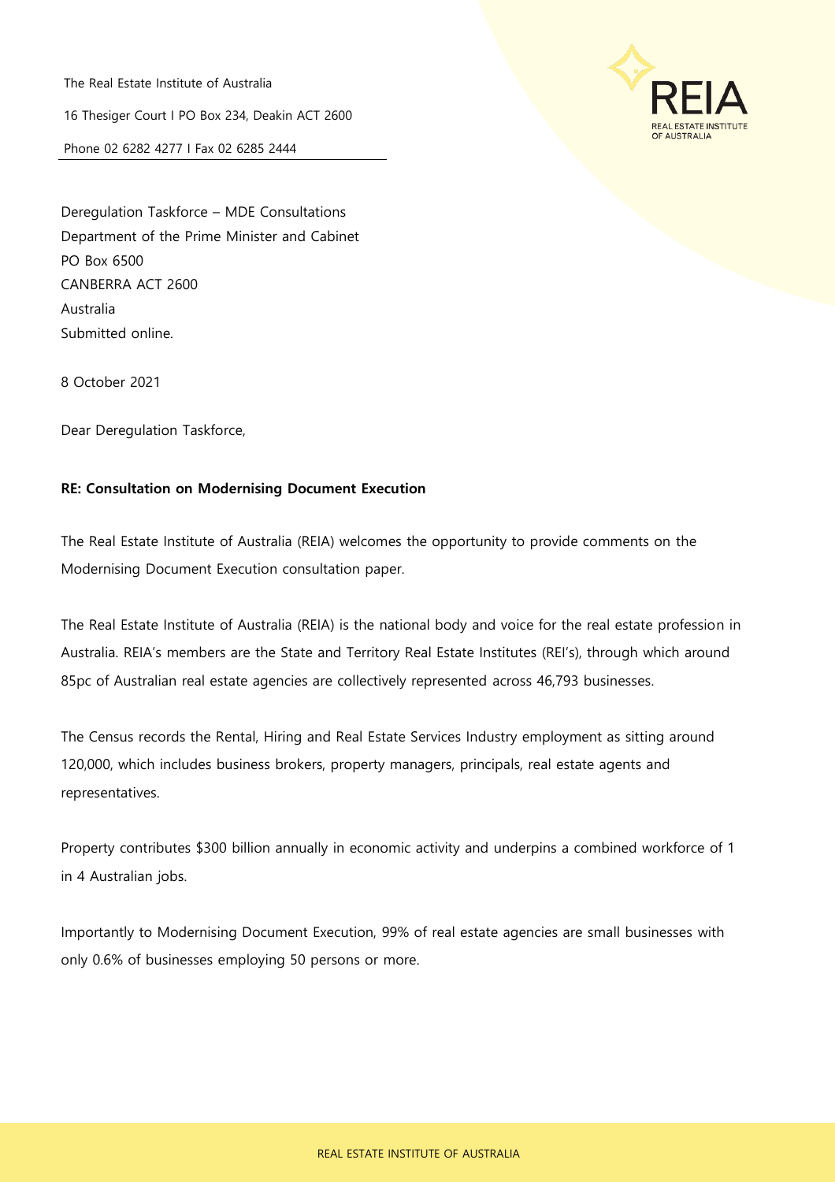The Real Estate Institute of Australia

16 Thesiger Court I PO Box 234, Deakin ACT 2600

Phone 02 6282 4277 I Fax 02 6285 2444

Deregulation Taskforce – MDE Consultations
Department of the Prime Minister and Cabinet
PO Box 6500
CANBERRA ACT 2600
Australia
Submitted online.

8 October 2021

Dear Deregulation Taskforce,

**RE: Consultation on Modernising Document Execution**

The Real Estate Institute of Australia (REIA) welcomes the opportunity to provide comments on the Modernising Document Execution consultation paper.

The Real Estate Institute of Australia (REIA) is the national body and voice for the real estate profession in Australia. REIA's members are the State and Territory Real Estate Institutes (REI's), through which around 85pc of Australian real estate agencies are collectively represented across 46,793 businesses.

The Census records the Rental, Hiring and Real Estate Services Industry employment as sitting around 120,000, which includes business brokers, property managers, principals, real estate agents and representatives.

Property contributes $300 billion annually in economic activity and underpins a combined workforce of 1 in 4 Australian jobs.

Importantly to Modernising Document Execution, 99% of real estate agencies are small businesses with only 0.6% of businesses employing 50 persons or more.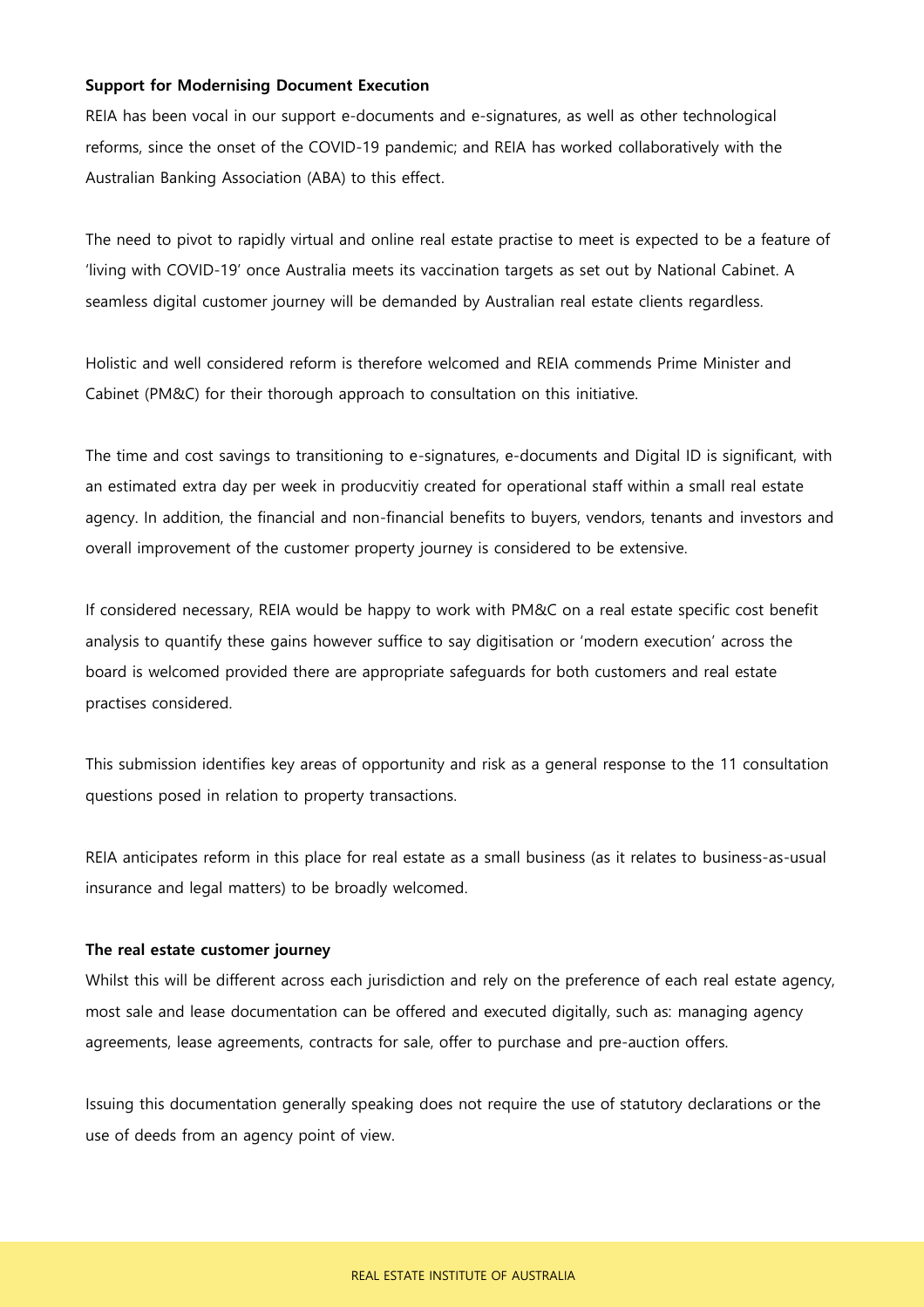**Support for Modernising Document Execution**

REIA has been vocal in our support e-documents and e-signatures, as well as other technological reforms, since the onset of the COVID-19 pandemic; and REIA has worked collaboratively with the Australian Banking Association (ABA) to this effect.

The need to pivot to rapidly virtual and online real estate practise to meet is expected to be a feature of 'living with COVID-19' once Australia meets its vaccination targets as set out by National Cabinet. A seamless digital customer journey will be demanded by Australian real estate clients regardless.

Holistic and well considered reform is therefore welcomed and REIA commends Prime Minister and Cabinet (PM&C) for their thorough approach to consultation on this initiative.

The time and cost savings to transitioning to e-signatures, e-documents and Digital ID is significant, with an estimated extra day per week in producvitiy created for operational staff within a small real estate agency. In addition, the financial and non-financial benefits to buyers, vendors, tenants and investors and overall improvement of the customer property journey is considered to be extensive.

If considered necessary, REIA would be happy to work with PM&C on a real estate specific cost benefit analysis to quantify these gains however suffice to say digitisation or 'modern execution' across the board is welcomed provided there are appropriate safeguards for both customers and real estate practises considered.

This submission identifies key areas of opportunity and risk as a general response to the 11 consultation questions posed in relation to property transactions.

REIA anticipates reform in this place for real estate as a small business (as it relates to business-as-usual insurance and legal matters) to be broadly welcomed.

**The real estate customer journey**

Whilst this will be different across each jurisdiction and rely on the preference of each real estate agency, most sale and lease documentation can be offered and executed digitally, such as: managing agency agreements, lease agreements, contracts for sale, offer to purchase and pre-auction offers.

Issuing this documentation generally speaking does not require the use of statutory declarations or the use of deeds from an agency point of view.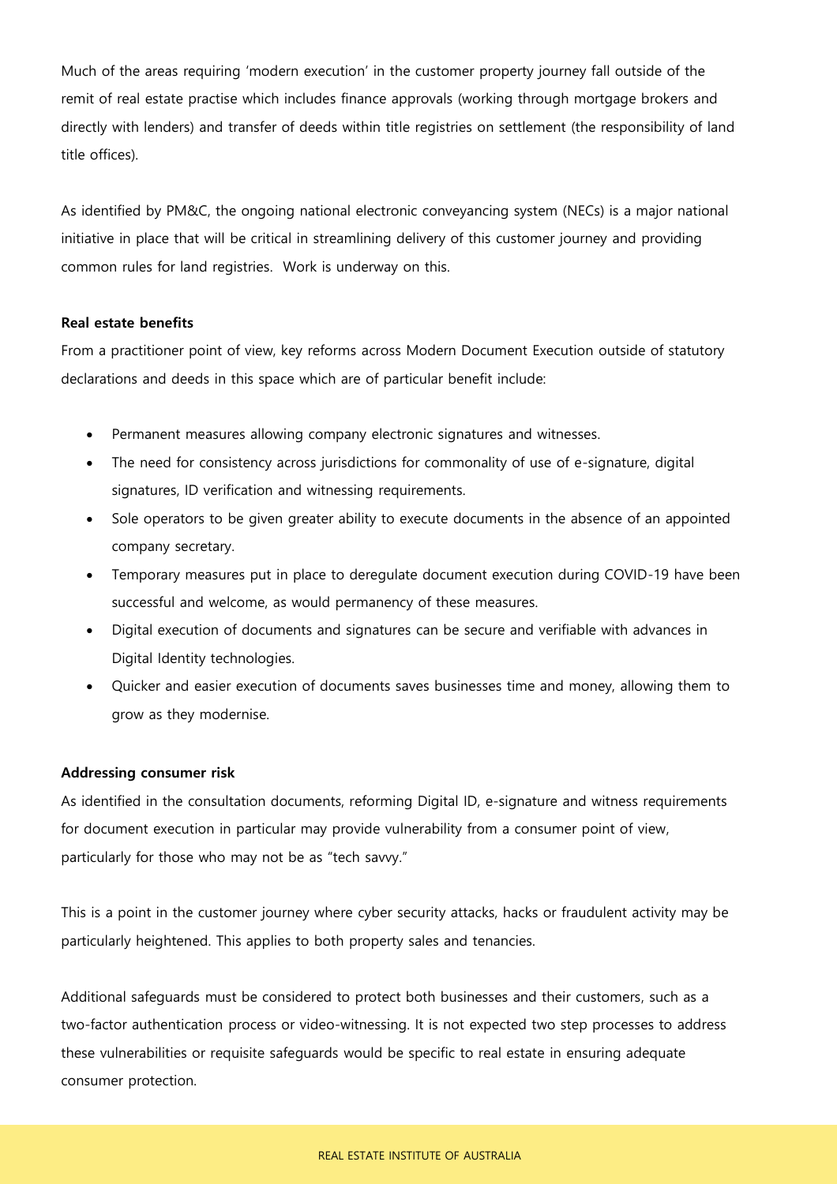Much of the areas requiring 'modern execution' in the customer property journey fall outside of the remit of real estate practise which includes finance approvals (working through mortgage brokers and directly with lenders) and transfer of deeds within title registries on settlement (the responsibility of land title offices).

As identified by PM&C, the ongoing national electronic conveyancing system (NECs) is a major national initiative in place that will be critical in streamlining delivery of this customer journey and providing common rules for land registries. Work is underway on this.

**Real estate benefits**

From a practitioner point of view, key reforms across Modern Document Execution outside of statutory declarations and deeds in this space which are of particular benefit include:

- Permanent measures allowing company electronic signatures and witnesses.
- The need for consistency across jurisdictions for commonality of use of e-signature, digital signatures, ID verification and witnessing requirements.
- Sole operators to be given greater ability to execute documents in the absence of an appointed company secretary.
- Temporary measures put in place to deregulate document execution during COVID-19 have been successful and welcome, as would permanency of these measures.
- Digital execution of documents and signatures can be secure and verifiable with advances in Digital Identity technologies.
- Quicker and easier execution of documents saves businesses time and money, allowing them to grow as they modernise.

**Addressing consumer risk**

As identified in the consultation documents, reforming Digital ID, e-signature and witness requirements for document execution in particular may provide vulnerability from a consumer point of view, particularly for those who may not be as "tech savvy."

This is a point in the customer journey where cyber security attacks, hacks or fraudulent activity may be particularly heightened. This applies to both property sales and tenancies.

Additional safeguards must be considered to protect both businesses and their customers, such as a two-factor authentication process or video-witnessing. It is not expected two step processes to address these vulnerabilities or requisite safeguards would be specific to real estate in ensuring adequate consumer protection.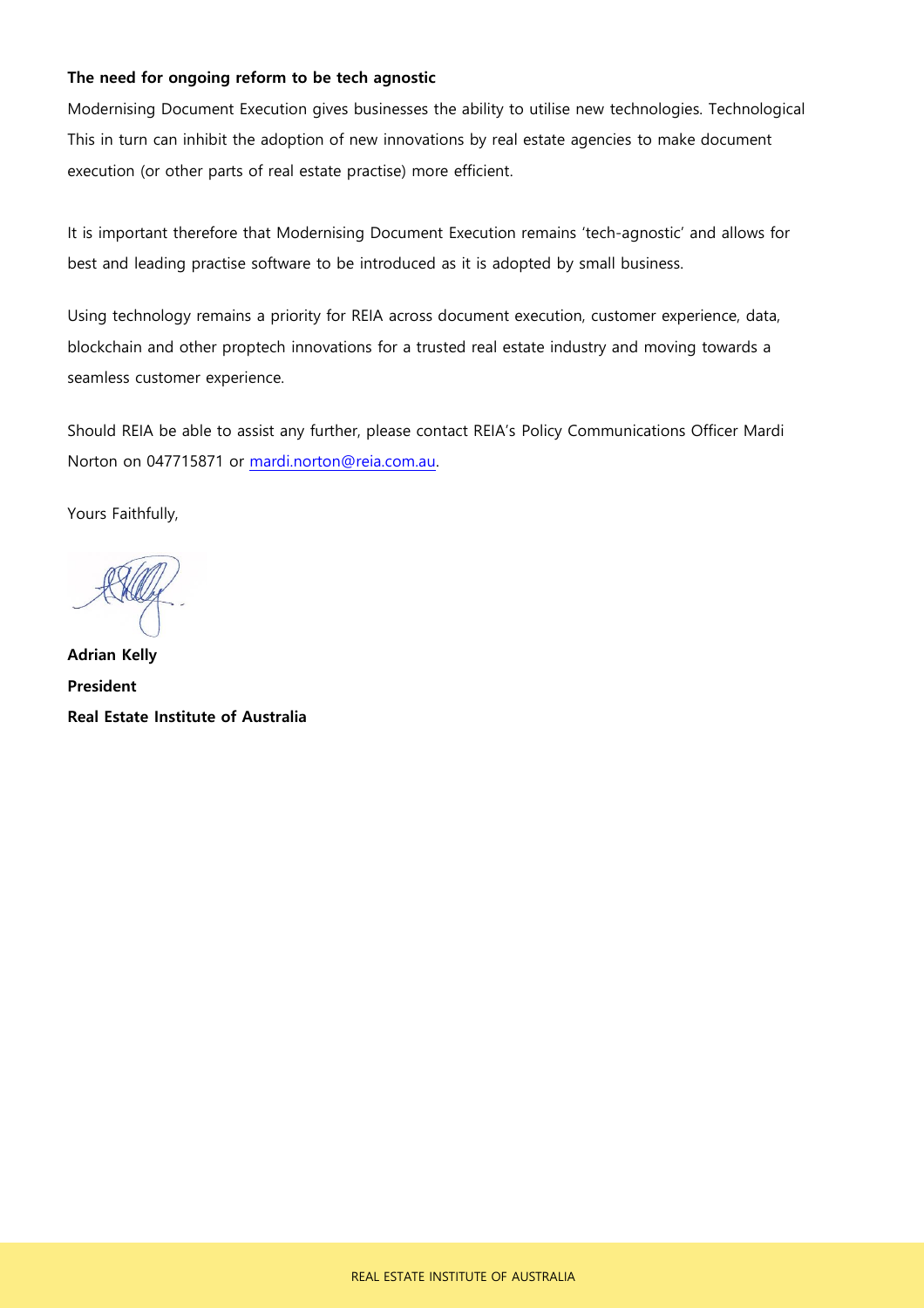**The need for ongoing reform to be tech agnostic**

Modernising Document Execution gives businesses the ability to utilise new technologies. Technological This in turn can inhibit the adoption of new innovations by real estate agencies to make document execution (or other parts of real estate practise) more efficient.

It is important therefore that Modernising Document Execution remains 'tech-agnostic' and allows for best and leading practise software to be introduced as it is adopted by small business.

Using technology remains a priority for REIA across document execution, customer experience, data, blockchain and other proptech innovations for a trusted real estate industry and moving towards a seamless customer experience.

Should REIA be able to assist any further, please contact REIA's Policy Communications Officer Mardi Norton on 047715871 or [mardi.norton@reia.com.au](mailto:mardi.norton@reia.com.au).

Yours Faithfully,

**Adrian Kelly**
**President**
**Real Estate Institute of Australia**